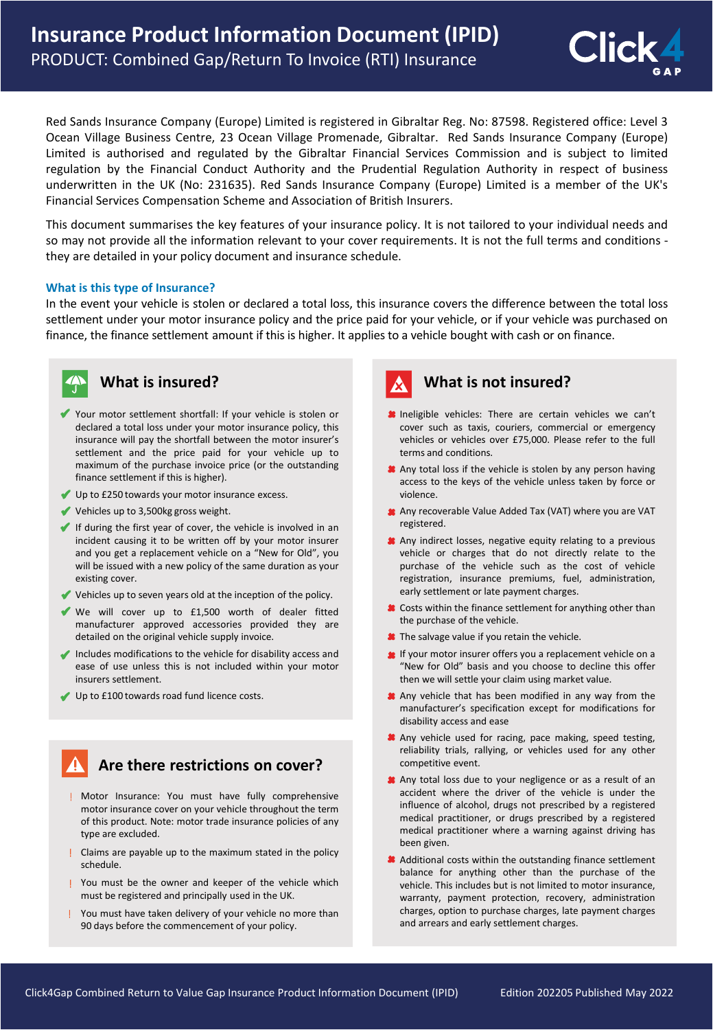# Insurance Product Information Document (IPID)

PRODUCT: Combined Gap/Return To Invoice (RTI) Insurance

Red Sands Insurance Company (Europe) Limited is registered in Gibraltar Reg. No: 87598. Registered office: Level 3 Ocean Village Business Centre, 23 Ocean Village Promenade, Gibraltar. Red Sands Insurance Company (Europe) Limited is authorised and regulated by the Gibraltar Financial Services Commission and is subject to limited regulation by the Financial Conduct Authority and the Prudential Regulation Authority in respect of business underwritten in the UK (No: 231635). Red Sands Insurance Company (Europe) Limited is a member of the UK's Financial Services Compensation Scheme and Association of British Insurers.

This document summarises the key features of your insurance policy. It is not tailored to your individual needs and so may not provide all the information relevant to your cover requirements. It is not the full terms and conditions - they are detailed in your policy document and insurance schedule.

## What is this type of Insurance?

In the event your vehicle is stolen or declared a total loss, this insurance covers the difference between the total loss settlement under your motor insurance policy and the price paid for your vehicle, or if your vehicle was purchased on finance, the finance settlement amount if this is higher. It applies to a vehicle bought with cash or on finance.

## What is insured?

- ✔ Your motor settlement shortfall: If your vehicle is stolen or declared a total loss under your motor insurance policy, this insurance will pay the shortfall between the motor insurer's settlement and the price paid for your vehicle up to maximum of the purchase invoice price (or the outstanding finance settlement if this is higher).
- ✔ Up to £250 towards your motor insurance excess.
- ✔ Vehicles up to 3,500kg gross weight.
- ✔ If during the first year of cover, the vehicle is involved in an incident causing it to be written off by your motor insurer and you get a replacement vehicle on a "New for Old", you will be issued with a new policy of the same duration as your existing cover.
- ✔ Vehicles up to seven years old at the inception of the policy.
- ✔ We will cover up to £1,500 worth of dealer fitted manufacturer approved accessories provided they are detailed on the original vehicle supply invoice.
- ✔ Includes modifications to the vehicle for disability access and ease of use unless this is not included within your motor insurers settlement.
- ✔ Up to £100 towards road fund licence costs.

## Are there restrictions on cover?

- ! Motor Insurance: You must have fully comprehensive motor insurance cover on your vehicle throughout the term of this product. Note: motor trade insurance policies of any type are excluded.
- ! Claims are payable up to the maximum stated in the policy schedule.
- ! You must be the owner and keeper of the vehicle which must be registered and principally used in the UK.
- ! You must have taken delivery of your vehicle no more than 90 days before the commencement of your policy.

## What is not insured?

- ✖ Ineligible vehicles: There are certain vehicles we can't cover such as taxis, couriers, commercial or emergency vehicles or vehicles over £75,000. Please refer to the full terms and conditions.
- ✖ Any total loss if the vehicle is stolen by any person having access to the keys of the vehicle unless taken by force or violence.
- ✖ Any recoverable Value Added Tax (VAT) where you are VAT registered.
- ✖ Any indirect losses, negative equity relating to a previous vehicle or charges that do not directly relate to the purchase of the vehicle such as the cost of vehicle registration, insurance premiums, fuel, administration, early settlement or late payment charges.
- ✖ Costs within the finance settlement for anything other than the purchase of the vehicle.
- ✖ The salvage value if you retain the vehicle.
- ✖ If your motor insurer offers you a replacement vehicle on a "New for Old" basis and you choose to decline this offer then we will settle your claim using market value.
- ✖ Any vehicle that has been modified in any way from the manufacturer's specification except for modifications for disability access and ease
- ✖ Any vehicle used for racing, pace making, speed testing, reliability trials, rallying, or vehicles used for any other competitive event.
- ✖ Any total loss due to your negligence or as a result of an accident where the driver of the vehicle is under the influence of alcohol, drugs not prescribed by a registered medical practitioner, or drugs prescribed by a registered medical practitioner where a warning against driving has been given.
- ✖ Additional costs within the outstanding finance settlement balance for anything other than the purchase of the vehicle. This includes but is not limited to motor insurance, warranty, payment protection, recovery, administration charges, option to purchase charges, late payment charges and arrears and early settlement charges.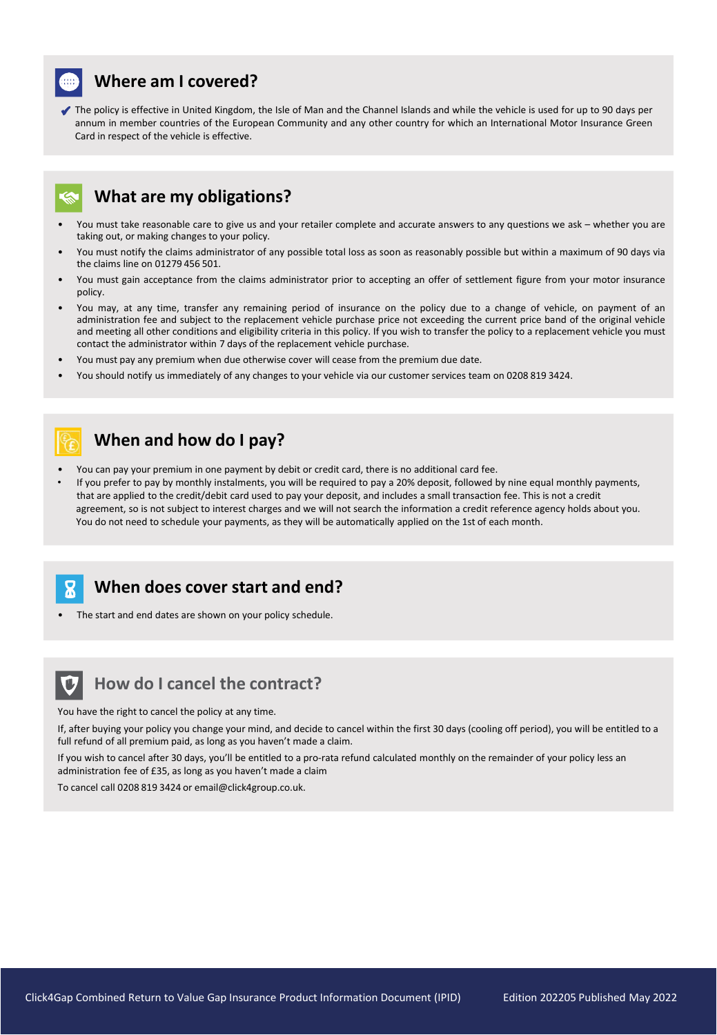## Where am I covered?

- ✔ The policy is effective in United Kingdom, the Isle of Man and the Channel Islands and while the vehicle is used for up to 90 days per annum in member countries of the European Community and any other country for which an International Motor Insurance Green Card in respect of the vehicle is effective.

## What are my obligations?

- You must take reasonable care to give us and your retailer complete and accurate answers to any questions we ask – whether you are taking out, or making changes to your policy.
- You must notify the claims administrator of any possible total loss as soon as reasonably possible but within a maximum of 90 days via the claims line on 01279 456 501.
- You must gain acceptance from the claims administrator prior to accepting an offer of settlement figure from your motor insurance policy.
- You may, at any time, transfer any remaining period of insurance on the policy due to a change of vehicle, on payment of an administration fee and subject to the replacement vehicle purchase price not exceeding the current price band of the original vehicle and meeting all other conditions and eligibility criteria in this policy. If you wish to transfer the policy to a replacement vehicle you must contact the administrator within 7 days of the replacement vehicle purchase.
- You must pay any premium when due otherwise cover will cease from the premium due date.
- You should notify us immediately of any changes to your vehicle via our customer services team on 0208 819 3424.

## When and how do I pay?

- You can pay your premium in one payment by debit or credit card, there is no additional card fee.
- If you prefer to pay by monthly instalments, you will be required to pay a 20% deposit, followed by nine equal monthly payments, that are applied to the credit/debit card used to pay your deposit, and includes a small transaction fee. This is not a credit agreement, so is not subject to interest charges and we will not search the information a credit reference agency holds about you. You do not need to schedule your payments, as they will be automatically applied on the 1st of each month.

## When does cover start and end?

- The start and end dates are shown on your policy schedule.

## How do I cancel the contract?

You have the right to cancel the policy at any time.

If, after buying your policy you change your mind, and decide to cancel within the first 30 days (cooling off period), you will be entitled to a full refund of all premium paid, as long as you haven't made a claim.

If you wish to cancel after 30 days, you'll be entitled to a pro-rata refund calculated monthly on the remainder of your policy less an administration fee of £35, as long as you haven't made a claim

To cancel call 0208 819 3424 or email@click4group.co.uk.

Click4Gap Combined Return to Value Gap Insurance Product Information Document (IPID) Edition 202205 Published May 2022